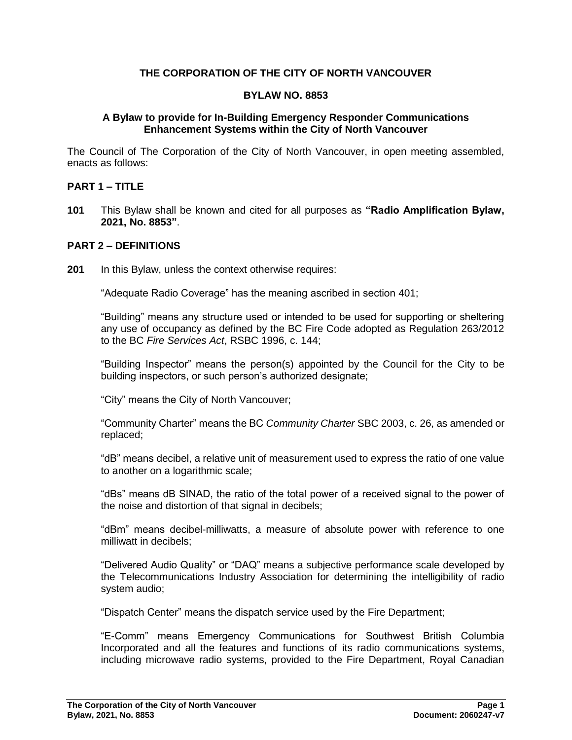# THE CORPORATION OF THE CITY OF NORTH VANCOUVER

## BYLAW NO. 8853

### A Bylaw to provide for In-Building Emergency Responder Communications Enhancement Systems within the City of North Vancouver

The Council of The Corporation of the City of North Vancouver, in open meeting assembled, enacts as follows:

## PART 1 – TITLE

**101** This Bylaw shall be known and cited for all purposes as **"Radio Amplification Bylaw, 2021, No. 8853"**.

## PART 2 – DEFINITIONS

**201** In this Bylaw, unless the context otherwise requires:

"Adequate Radio Coverage" has the meaning ascribed in section 401;

"Building" means any structure used or intended to be used for supporting or sheltering any use of occupancy as defined by the BC Fire Code adopted as Regulation 263/2012 to the BC *Fire Services Act*, RSBC 1996, c. 144;

"Building Inspector" means the person(s) appointed by the Council for the City to be building inspectors, or such person's authorized designate;

"City" means the City of North Vancouver;

"Community Charter" means the BC *Community Charter* SBC 2003, c. 26, as amended or replaced;

"dB" means decibel, a relative unit of measurement used to express the ratio of one value to another on a logarithmic scale;

"dBs" means dB SINAD, the ratio of the total power of a received signal to the power of the noise and distortion of that signal in decibels;

"dBm" means decibel-milliwatts, a measure of absolute power with reference to one milliwatt in decibels;

"Delivered Audio Quality" or "DAQ" means a subjective performance scale developed by the Telecommunications Industry Association for determining the intelligibility of radio system audio;

"Dispatch Center" means the dispatch service used by the Fire Department;

"E-Comm" means Emergency Communications for Southwest British Columbia Incorporated and all the features and functions of its radio communications systems, including microwave radio systems, provided to the Fire Department, Royal Canadian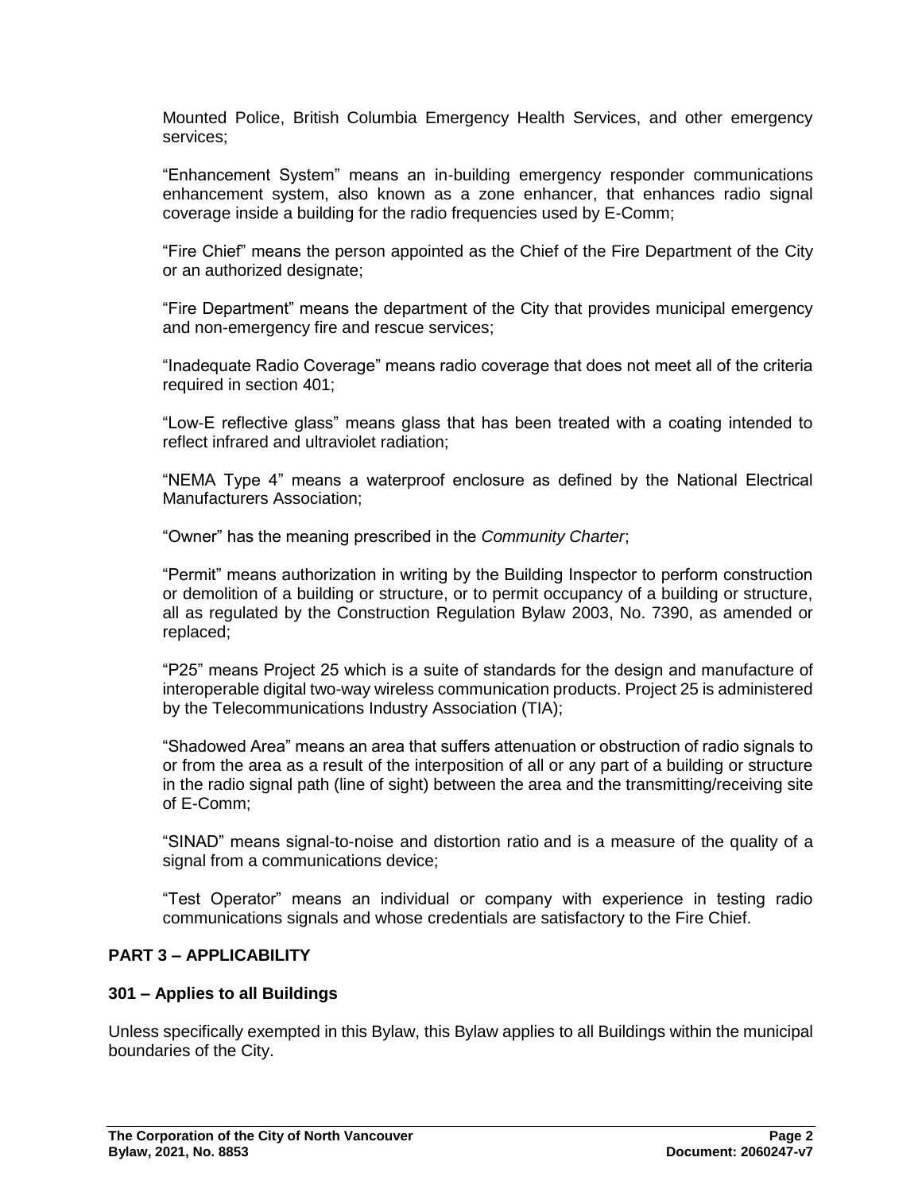Mounted Police, British Columbia Emergency Health Services, and other emergency services;

"Enhancement System" means an in-building emergency responder communications enhancement system, also known as a zone enhancer, that enhances radio signal coverage inside a building for the radio frequencies used by E-Comm;

"Fire Chief" means the person appointed as the Chief of the Fire Department of the City or an authorized designate;

"Fire Department" means the department of the City that provides municipal emergency and non-emergency fire and rescue services;

"Inadequate Radio Coverage" means radio coverage that does not meet all of the criteria required in section 401;

"Low-E reflective glass" means glass that has been treated with a coating intended to reflect infrared and ultraviolet radiation;

"NEMA Type 4" means a waterproof enclosure as defined by the National Electrical Manufacturers Association;

"Owner" has the meaning prescribed in the *Community Charter*;

"Permit" means authorization in writing by the Building Inspector to perform construction or demolition of a building or structure, or to permit occupancy of a building or structure, all as regulated by the Construction Regulation Bylaw 2003, No. 7390, as amended or replaced;

"P25" means Project 25 which is a suite of standards for the design and manufacture of interoperable digital two-way wireless communication products. Project 25 is administered by the Telecommunications Industry Association (TIA);

"Shadowed Area" means an area that suffers attenuation or obstruction of radio signals to or from the area as a result of the interposition of all or any part of a building or structure in the radio signal path (line of sight) between the area and the transmitting/receiving site of E-Comm;

"SINAD" means signal-to-noise and distortion ratio and is a measure of the quality of a signal from a communications device;

"Test Operator" means an individual or company with experience in testing radio communications signals and whose credentials are satisfactory to the Fire Chief.

## PART 3 – APPLICABILITY

### 301 – Applies to all Buildings

Unless specifically exempted in this Bylaw, this Bylaw applies to all Buildings within the municipal boundaries of the City.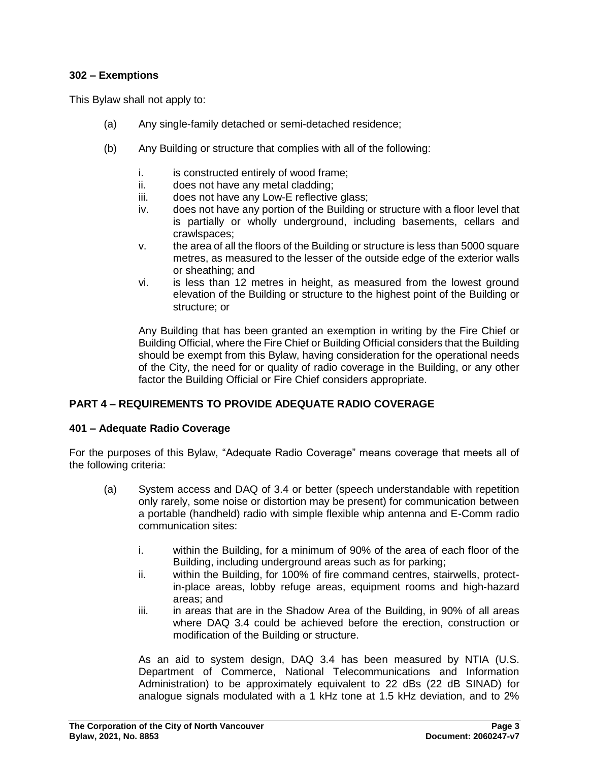### 302 – Exemptions

This Bylaw shall not apply to:

(a) Any single-family detached or semi-detached residence;

(b) Any Building or structure that complies with all of the following:

i. is constructed entirely of wood frame;
ii. does not have any metal cladding;
iii. does not have any Low-E reflective glass;
iv. does not have any portion of the Building or structure with a floor level that is partially or wholly underground, including basements, cellars and crawlspaces;
v. the area of all the floors of the Building or structure is less than 5000 square metres, as measured to the lesser of the outside edge of the exterior walls or sheathing; and
vi. is less than 12 metres in height, as measured from the lowest ground elevation of the Building or structure to the highest point of the Building or structure; or

Any Building that has been granted an exemption in writing by the Fire Chief or Building Official, where the Fire Chief or Building Official considers that the Building should be exempt from this Bylaw, having consideration for the operational needs of the City, the need for or quality of radio coverage in the Building, or any other factor the Building Official or Fire Chief considers appropriate.

## PART 4 – REQUIREMENTS TO PROVIDE ADEQUATE RADIO COVERAGE

### 401 – Adequate Radio Coverage

For the purposes of this Bylaw, “Adequate Radio Coverage” means coverage that meets all of the following criteria:

(a) System access and DAQ of 3.4 or better (speech understandable with repetition only rarely, some noise or distortion may be present) for communication between a portable (handheld) radio with simple flexible whip antenna and E-Comm radio communication sites:

i. within the Building, for a minimum of 90% of the area of each floor of the Building, including underground areas such as for parking;
ii. within the Building, for 100% of fire command centres, stairwells, protect-in-place areas, lobby refuge areas, equipment rooms and high-hazard areas; and
iii. in areas that are in the Shadow Area of the Building, in 90% of all areas where DAQ 3.4 could be achieved before the erection, construction or modification of the Building or structure.

As an aid to system design, DAQ 3.4 has been measured by NTIA (U.S. Department of Commerce, National Telecommunications and Information Administration) to be approximately equivalent to 22 dBs (22 dB SINAD) for analogue signals modulated with a 1 kHz tone at 1.5 kHz deviation, and to 2%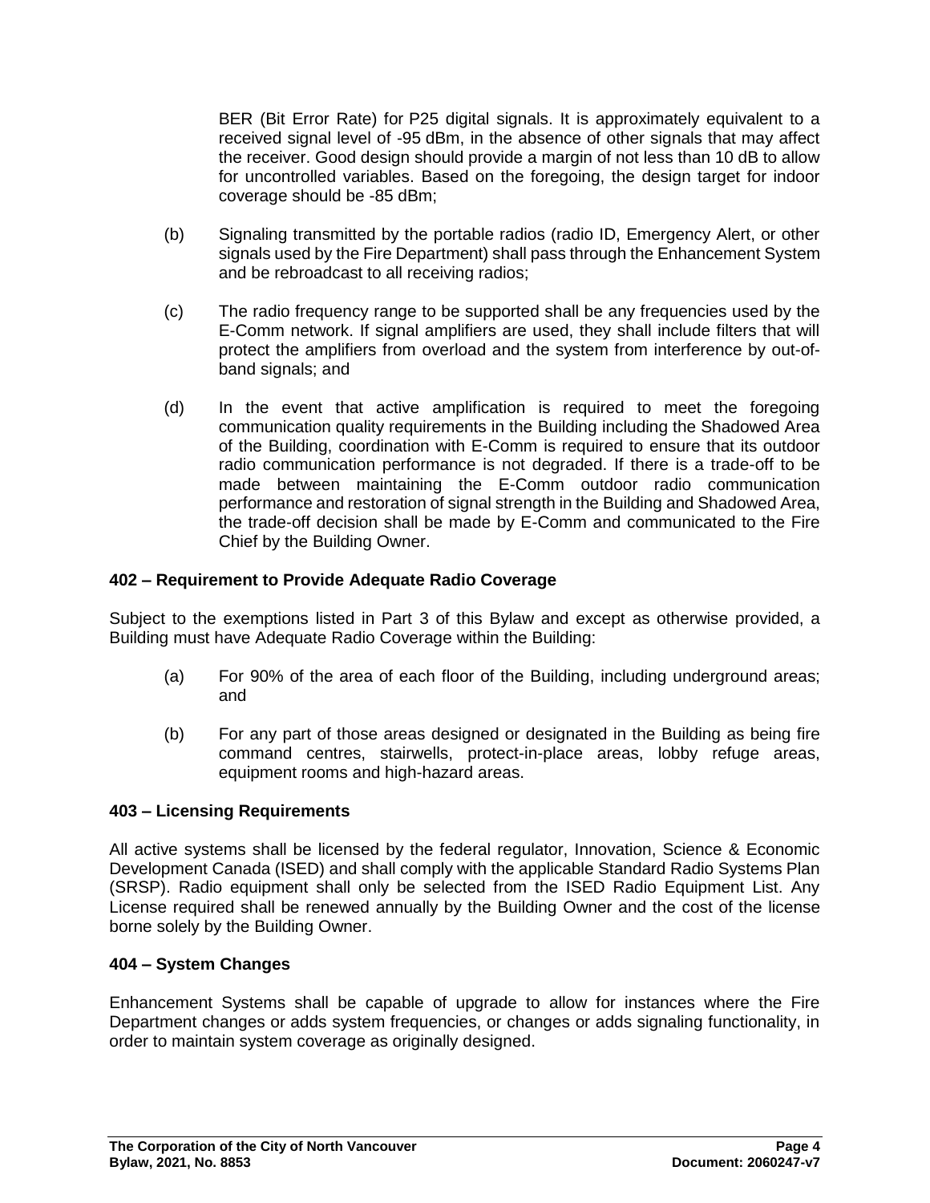BER (Bit Error Rate) for P25 digital signals. It is approximately equivalent to a received signal level of -95 dBm, in the absence of other signals that may affect the receiver. Good design should provide a margin of not less than 10 dB to allow for uncontrolled variables. Based on the foregoing, the design target for indoor coverage should be -85 dBm;

(b) Signaling transmitted by the portable radios (radio ID, Emergency Alert, or other signals used by the Fire Department) shall pass through the Enhancement System and be rebroadcast to all receiving radios;

(c) The radio frequency range to be supported shall be any frequencies used by the E-Comm network. If signal amplifiers are used, they shall include filters that will protect the amplifiers from overload and the system from interference by out-of-band signals; and

(d) In the event that active amplification is required to meet the foregoing communication quality requirements in the Building including the Shadowed Area of the Building, coordination with E-Comm is required to ensure that its outdoor radio communication performance is not degraded. If there is a trade-off to be made between maintaining the E-Comm outdoor radio communication performance and restoration of signal strength in the Building and Shadowed Area, the trade-off decision shall be made by E-Comm and communicated to the Fire Chief by the Building Owner.

### 402 – Requirement to Provide Adequate Radio Coverage

Subject to the exemptions listed in Part 3 of this Bylaw and except as otherwise provided, a Building must have Adequate Radio Coverage within the Building:

(a) For 90% of the area of each floor of the Building, including underground areas; and

(b) For any part of those areas designed or designated in the Building as being fire command centres, stairwells, protect-in-place areas, lobby refuge areas, equipment rooms and high-hazard areas.

### 403 – Licensing Requirements

All active systems shall be licensed by the federal regulator, Innovation, Science & Economic Development Canada (ISED) and shall comply with the applicable Standard Radio Systems Plan (SRSP). Radio equipment shall only be selected from the ISED Radio Equipment List. Any License required shall be renewed annually by the Building Owner and the cost of the license borne solely by the Building Owner.

### 404 – System Changes

Enhancement Systems shall be capable of upgrade to allow for instances where the Fire Department changes or adds system frequencies, or changes or adds signaling functionality, in order to maintain system coverage as originally designed.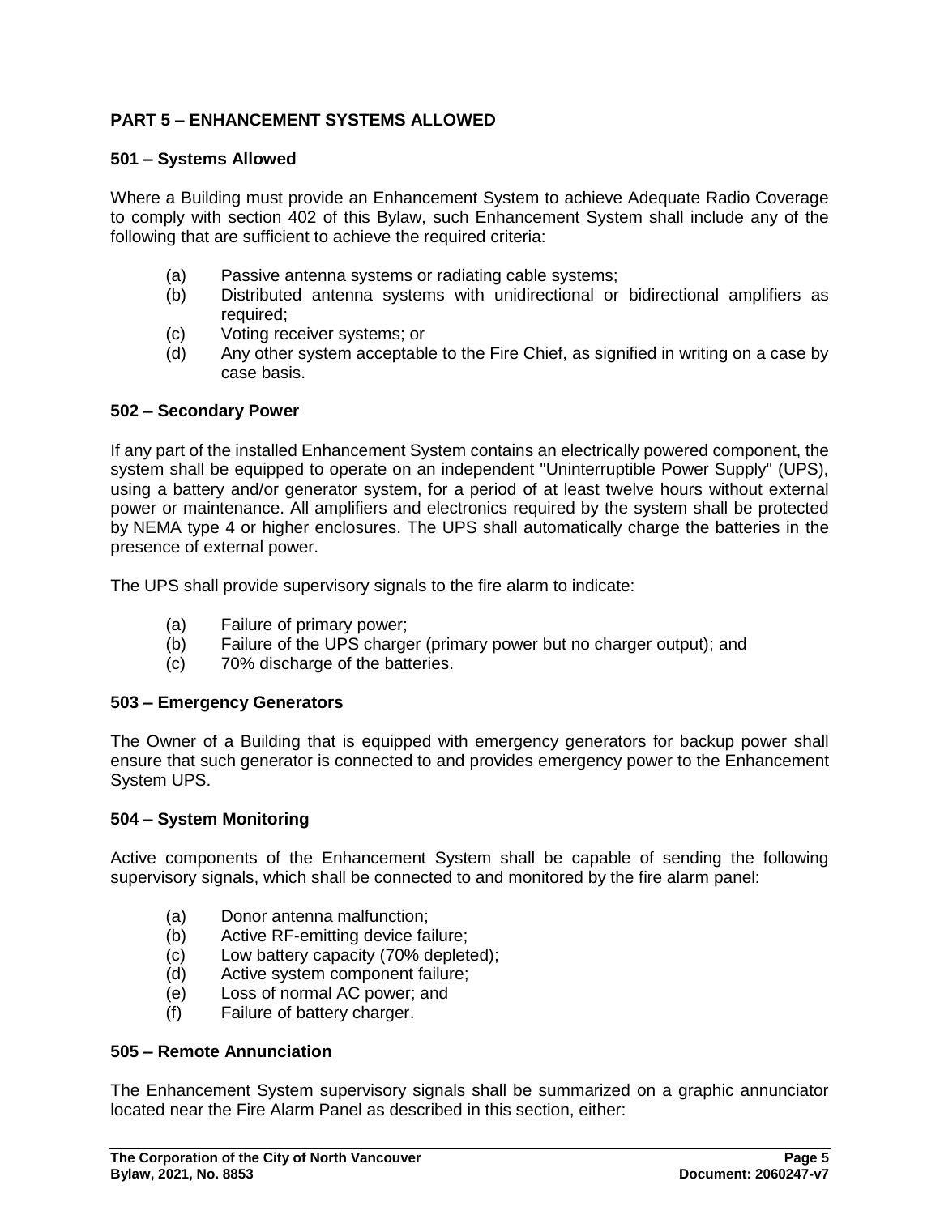## PART 5 – ENHANCEMENT SYSTEMS ALLOWED

### 501 – Systems Allowed

Where a Building must provide an Enhancement System to achieve Adequate Radio Coverage to comply with section 402 of this Bylaw, such Enhancement System shall include any of the following that are sufficient to achieve the required criteria:

(a) Passive antenna systems or radiating cable systems;
(b) Distributed antenna systems with unidirectional or bidirectional amplifiers as required;
(c) Voting receiver systems; or
(d) Any other system acceptable to the Fire Chief, as signified in writing on a case by case basis.

### 502 – Secondary Power

If any part of the installed Enhancement System contains an electrically powered component, the system shall be equipped to operate on an independent "Uninterruptible Power Supply" (UPS), using a battery and/or generator system, for a period of at least twelve hours without external power or maintenance. All amplifiers and electronics required by the system shall be protected by NEMA type 4 or higher enclosures. The UPS shall automatically charge the batteries in the presence of external power.

The UPS shall provide supervisory signals to the fire alarm to indicate:

(a) Failure of primary power;
(b) Failure of the UPS charger (primary power but no charger output); and
(c) 70% discharge of the batteries.

### 503 – Emergency Generators

The Owner of a Building that is equipped with emergency generators for backup power shall ensure that such generator is connected to and provides emergency power to the Enhancement System UPS.

### 504 – System Monitoring

Active components of the Enhancement System shall be capable of sending the following supervisory signals, which shall be connected to and monitored by the fire alarm panel:

(a) Donor antenna malfunction;
(b) Active RF-emitting device failure;
(c) Low battery capacity (70% depleted);
(d) Active system component failure;
(e) Loss of normal AC power; and
(f) Failure of battery charger.

### 505 – Remote Annunciation

The Enhancement System supervisory signals shall be summarized on a graphic annunciator located near the Fire Alarm Panel as described in this section, either: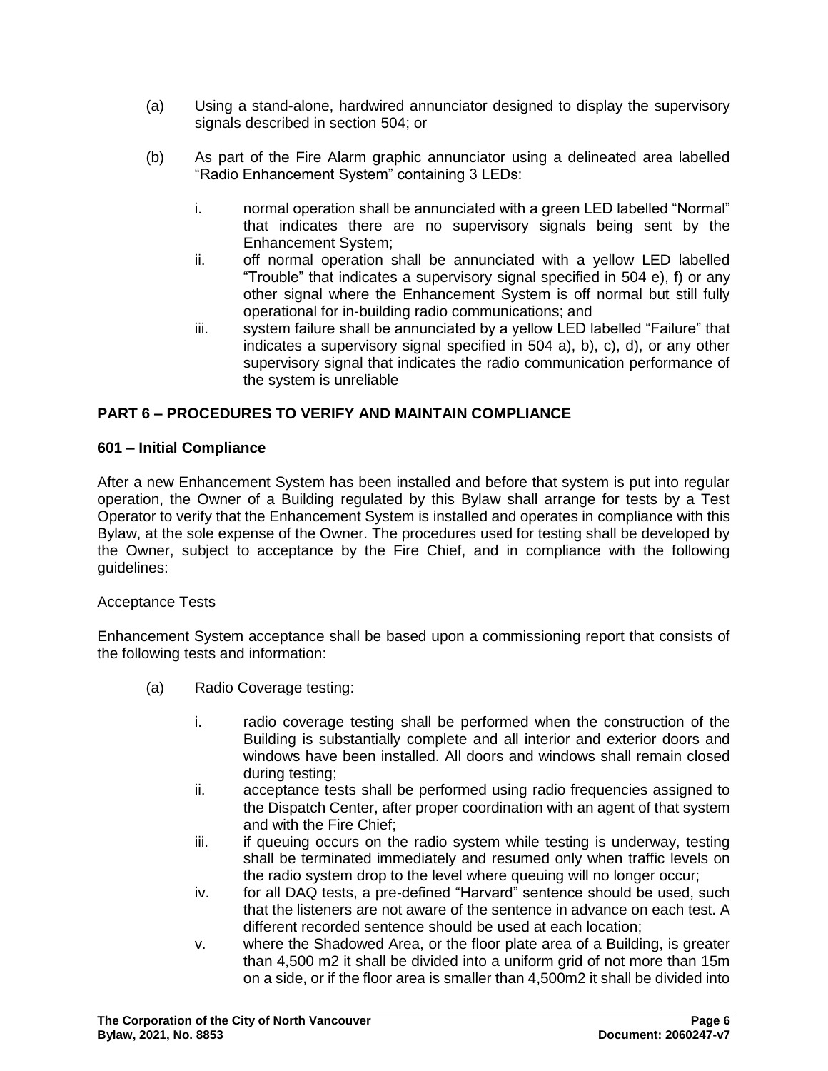(a) Using a stand-alone, hardwired annunciator designed to display the supervisory signals described in section 504; or

(b) As part of the Fire Alarm graphic annunciator using a delineated area labelled "Radio Enhancement System" containing 3 LEDs:

   i. normal operation shall be annunciated with a green LED labelled "Normal" that indicates there are no supervisory signals being sent by the Enhancement System;

   ii. off normal operation shall be annunciated with a yellow LED labelled "Trouble" that indicates a supervisory signal specified in 504 e), f) or any other signal where the Enhancement System is off normal but still fully operational for in-building radio communications; and

   iii. system failure shall be annunciated by a yellow LED labelled "Failure" that indicates a supervisory signal specified in 504 a), b), c), d), or any other supervisory signal that indicates the radio communication performance of the system is unreliable

## PART 6 – PROCEDURES TO VERIFY AND MAINTAIN COMPLIANCE

### 601 – Initial Compliance

After a new Enhancement System has been installed and before that system is put into regular operation, the Owner of a Building regulated by this Bylaw shall arrange for tests by a Test Operator to verify that the Enhancement System is installed and operates in compliance with this Bylaw, at the sole expense of the Owner. The procedures used for testing shall be developed by the Owner, subject to acceptance by the Fire Chief, and in compliance with the following guidelines:

Acceptance Tests

Enhancement System acceptance shall be based upon a commissioning report that consists of the following tests and information:

(a) Radio Coverage testing:

   i. radio coverage testing shall be performed when the construction of the Building is substantially complete and all interior and exterior doors and windows have been installed. All doors and windows shall remain closed during testing;

   ii. acceptance tests shall be performed using radio frequencies assigned to the Dispatch Center, after proper coordination with an agent of that system and with the Fire Chief;

   iii. if queuing occurs on the radio system while testing is underway, testing shall be terminated immediately and resumed only when traffic levels on the radio system drop to the level where queuing will no longer occur;

   iv. for all DAQ tests, a pre-defined "Harvard" sentence should be used, such that the listeners are not aware of the sentence in advance on each test. A different recorded sentence should be used at each location;

   v. where the Shadowed Area, or the floor plate area of a Building, is greater than 4,500 m2 it shall be divided into a uniform grid of not more than 15m on a side, or if the floor area is smaller than 4,500m2 it shall be divided into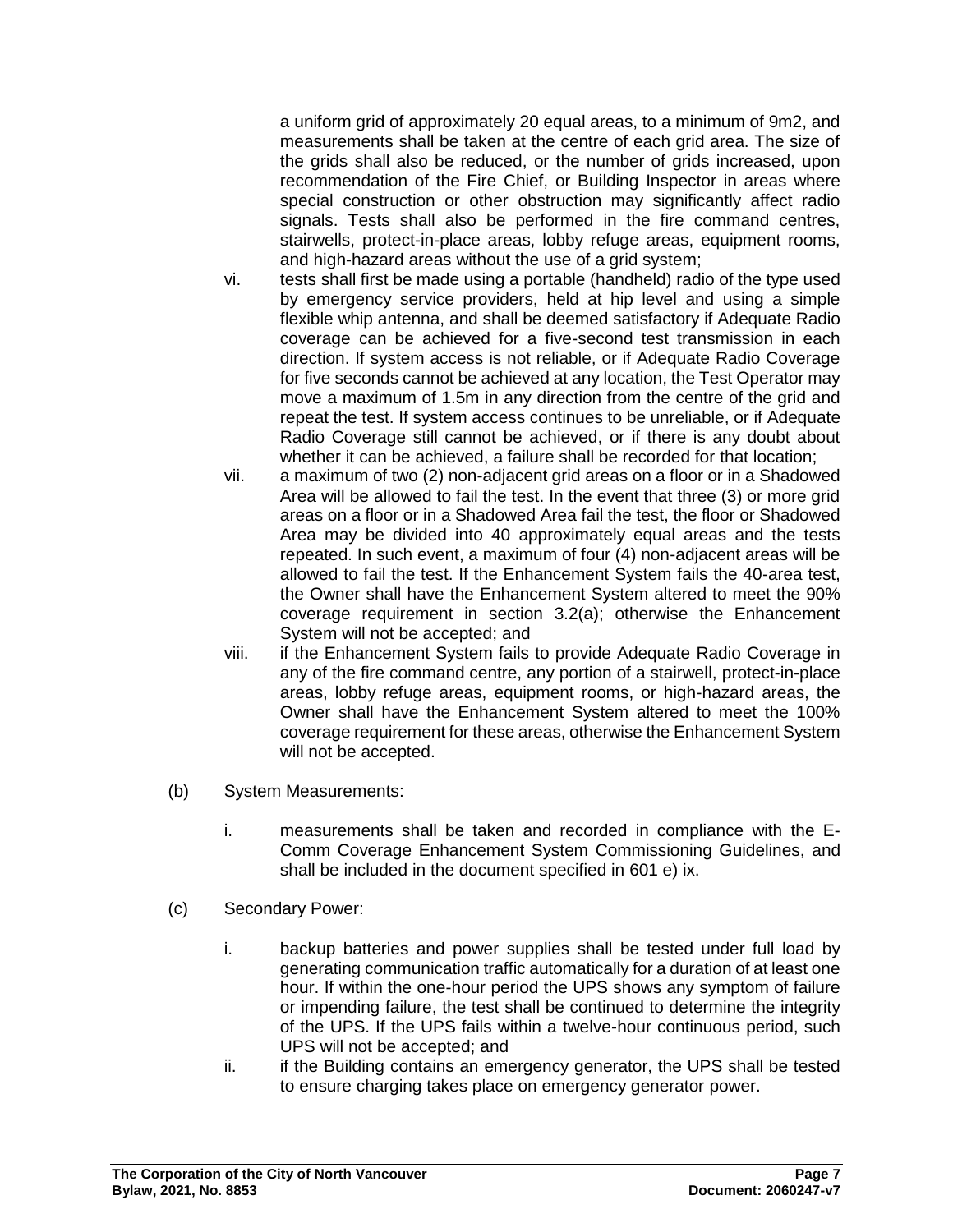a uniform grid of approximately 20 equal areas, to a minimum of $9m^2$, and measurements shall be taken at the centre of each grid area. The size of the grids shall also be reduced, or the number of grids increased, upon recommendation of the Fire Chief, or Building Inspector in areas where special construction or other obstruction may significantly affect radio signals. Tests shall also be performed in the fire command centres, stairwells, protect-in-place areas, lobby refuge areas, equipment rooms, and high-hazard areas without the use of a grid system;

vi. tests shall first be made using a portable (handheld) radio of the type used by emergency service providers, held at hip level and using a simple flexible whip antenna, and shall be deemed satisfactory if Adequate Radio coverage can be achieved for a five-second test transmission in each direction. If system access is not reliable, or if Adequate Radio Coverage for five seconds cannot be achieved at any location, the Test Operator may move a maximum of 1.5m in any direction from the centre of the grid and repeat the test. If system access continues to be unreliable, or if Adequate Radio Coverage still cannot be achieved, or if there is any doubt about whether it can be achieved, a failure shall be recorded for that location;

vii. a maximum of two (2) non-adjacent grid areas on a floor or in a Shadowed Area will be allowed to fail the test. In the event that three (3) or more grid areas on a floor or in a Shadowed Area fail the test, the floor or Shadowed Area may be divided into 40 approximately equal areas and the tests repeated. In such event, a maximum of four (4) non-adjacent areas will be allowed to fail the test. If the Enhancement System fails the 40-area test, the Owner shall have the Enhancement System altered to meet the 90% coverage requirement in section 3.2(a); otherwise the Enhancement System will not be accepted; and

viii. if the Enhancement System fails to provide Adequate Radio Coverage in any of the fire command centre, any portion of a stairwell, protect-in-place areas, lobby refuge areas, equipment rooms, or high-hazard areas, the Owner shall have the Enhancement System altered to meet the 100% coverage requirement for these areas, otherwise the Enhancement System will not be accepted.

(b) System Measurements:

i. measurements shall be taken and recorded in compliance with the E-Comm Coverage Enhancement System Commissioning Guidelines, and shall be included in the document specified in 601 e) ix.

(c) Secondary Power:

i. backup batteries and power supplies shall be tested under full load by generating communication traffic automatically for a duration of at least one hour. If within the one-hour period the UPS shows any symptom of failure or impending failure, the test shall be continued to determine the integrity of the UPS. If the UPS fails within a twelve-hour continuous period, such UPS will not be accepted; and

ii. if the Building contains an emergency generator, the UPS shall be tested to ensure charging takes place on emergency generator power.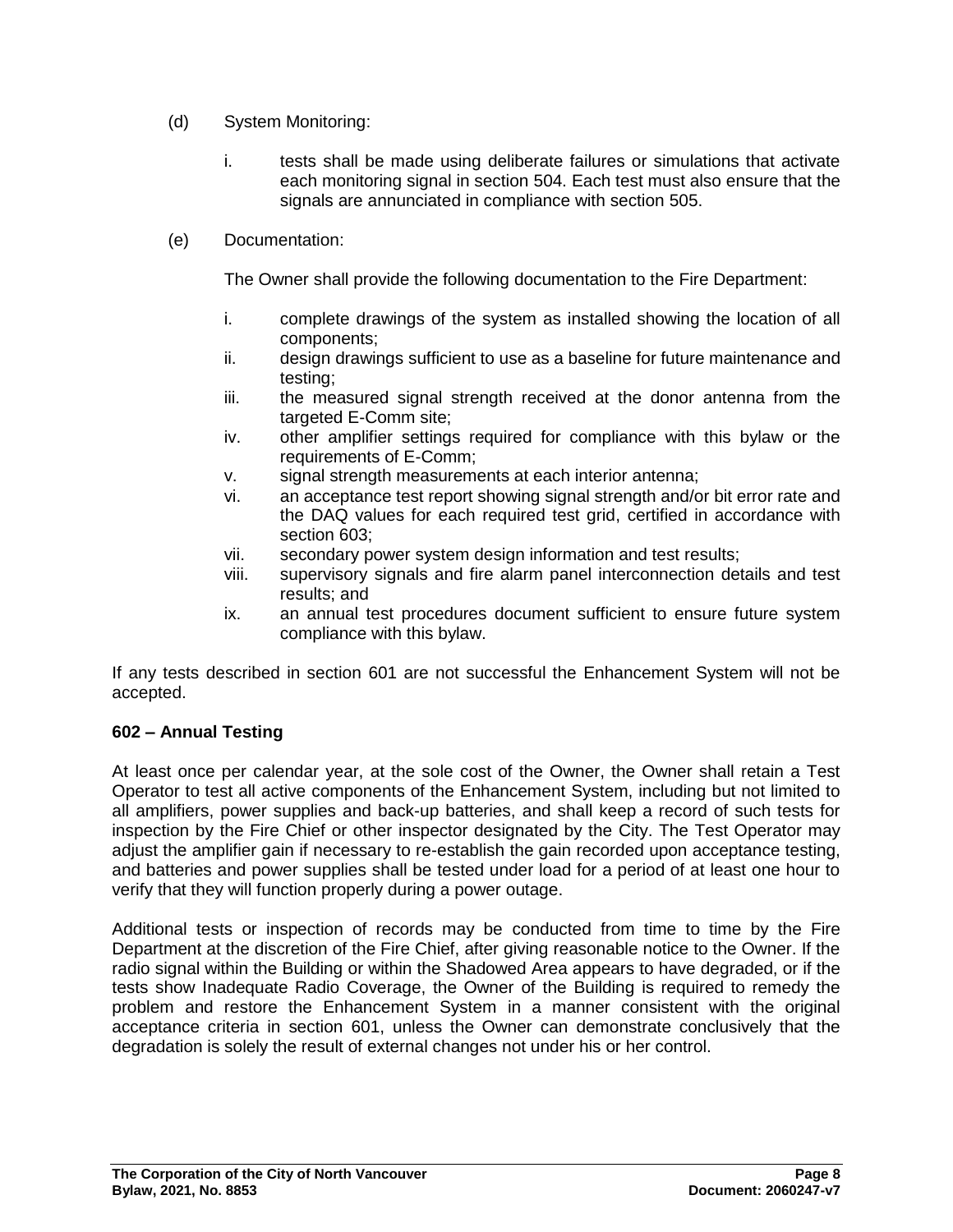(d) System Monitoring:

i. tests shall be made using deliberate failures or simulations that activate each monitoring signal in section 504. Each test must also ensure that the signals are annunciated in compliance with section 505.

(e) Documentation:

The Owner shall provide the following documentation to the Fire Department:

i. complete drawings of the system as installed showing the location of all components;
ii. design drawings sufficient to use as a baseline for future maintenance and testing;
iii. the measured signal strength received at the donor antenna from the targeted E-Comm site;
iv. other amplifier settings required for compliance with this bylaw or the requirements of E-Comm;
v. signal strength measurements at each interior antenna;
vi. an acceptance test report showing signal strength and/or bit error rate and the DAQ values for each required test grid, certified in accordance with section 603;
vii. secondary power system design information and test results;
viii. supervisory signals and fire alarm panel interconnection details and test results; and
ix. an annual test procedures document sufficient to ensure future system compliance with this bylaw.

If any tests described in section 601 are not successful the Enhancement System will not be accepted.

**602 – Annual Testing**

At least once per calendar year, at the sole cost of the Owner, the Owner shall retain a Test Operator to test all active components of the Enhancement System, including but not limited to all amplifiers, power supplies and back-up batteries, and shall keep a record of such tests for inspection by the Fire Chief or other inspector designated by the City. The Test Operator may adjust the amplifier gain if necessary to re-establish the gain recorded upon acceptance testing, and batteries and power supplies shall be tested under load for a period of at least one hour to verify that they will function properly during a power outage.

Additional tests or inspection of records may be conducted from time to time by the Fire Department at the discretion of the Fire Chief, after giving reasonable notice to the Owner. If the radio signal within the Building or within the Shadowed Area appears to have degraded, or if the tests show Inadequate Radio Coverage, the Owner of the Building is required to remedy the problem and restore the Enhancement System in a manner consistent with the original acceptance criteria in section 601, unless the Owner can demonstrate conclusively that the degradation is solely the result of external changes not under his or her control.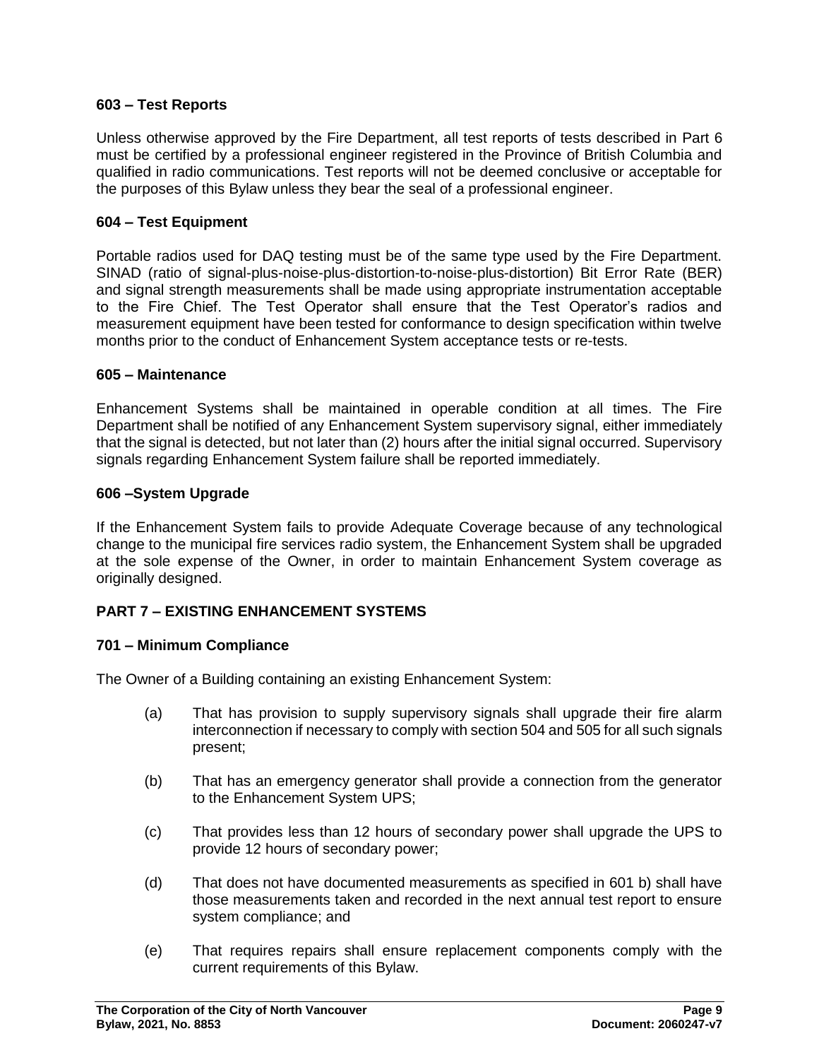### 603 – Test Reports

Unless otherwise approved by the Fire Department, all test reports of tests described in Part 6 must be certified by a professional engineer registered in the Province of British Columbia and qualified in radio communications. Test reports will not be deemed conclusive or acceptable for the purposes of this Bylaw unless they bear the seal of a professional engineer.

### 604 – Test Equipment

Portable radios used for DAQ testing must be of the same type used by the Fire Department. SINAD (ratio of signal-plus-noise-plus-distortion-to-noise-plus-distortion) Bit Error Rate (BER) and signal strength measurements shall be made using appropriate instrumentation acceptable to the Fire Chief. The Test Operator shall ensure that the Test Operator's radios and measurement equipment have been tested for conformance to design specification within twelve months prior to the conduct of Enhancement System acceptance tests or re-tests.

### 605 – Maintenance

Enhancement Systems shall be maintained in operable condition at all times. The Fire Department shall be notified of any Enhancement System supervisory signal, either immediately that the signal is detected, but not later than (2) hours after the initial signal occurred. Supervisory signals regarding Enhancement System failure shall be reported immediately.

### 606 –System Upgrade

If the Enhancement System fails to provide Adequate Coverage because of any technological change to the municipal fire services radio system, the Enhancement System shall be upgraded at the sole expense of the Owner, in order to maintain Enhancement System coverage as originally designed.

## PART 7 – EXISTING ENHANCEMENT SYSTEMS

### 701 – Minimum Compliance

The Owner of a Building containing an existing Enhancement System:

(a) That has provision to supply supervisory signals shall upgrade their fire alarm interconnection if necessary to comply with section 504 and 505 for all such signals present;

(b) That has an emergency generator shall provide a connection from the generator to the Enhancement System UPS;

(c) That provides less than 12 hours of secondary power shall upgrade the UPS to provide 12 hours of secondary power;

(d) That does not have documented measurements as specified in 601 b) shall have those measurements taken and recorded in the next annual test report to ensure system compliance; and

(e) That requires repairs shall ensure replacement components comply with the current requirements of this Bylaw.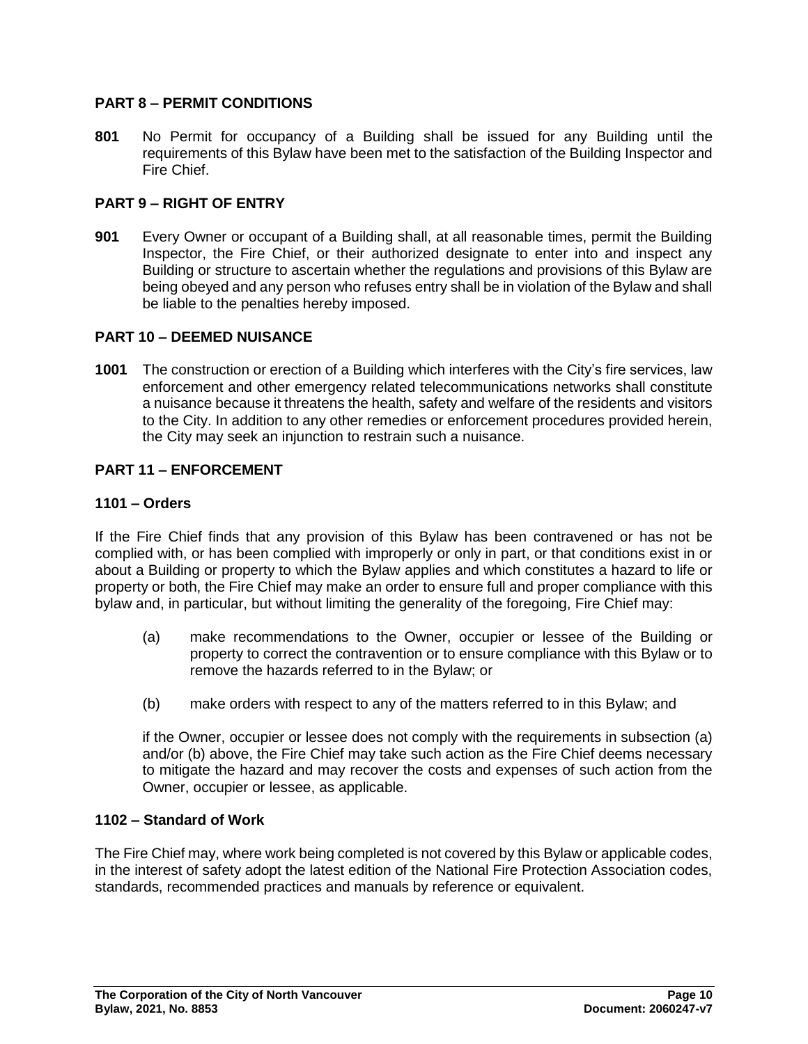## PART 8 – PERMIT CONDITIONS

**801** No Permit for occupancy of a Building shall be issued for any Building until the requirements of this Bylaw have been met to the satisfaction of the Building Inspector and Fire Chief.

## PART 9 – RIGHT OF ENTRY

**901** Every Owner or occupant of a Building shall, at all reasonable times, permit the Building Inspector, the Fire Chief, or their authorized designate to enter into and inspect any Building or structure to ascertain whether the regulations and provisions of this Bylaw are being obeyed and any person who refuses entry shall be in violation of the Bylaw and shall be liable to the penalties hereby imposed.

## PART 10 – DEEMED NUISANCE

**1001** The construction or erection of a Building which interferes with the City's fire services, law enforcement and other emergency related telecommunications networks shall constitute a nuisance because it threatens the health, safety and welfare of the residents and visitors to the City. In addition to any other remedies or enforcement procedures provided herein, the City may seek an injunction to restrain such a nuisance.

## PART 11 – ENFORCEMENT

### 1101 – Orders

If the Fire Chief finds that any provision of this Bylaw has been contravened or has not be complied with, or has been complied with improperly or only in part, or that conditions exist in or about a Building or property to which the Bylaw applies and which constitutes a hazard to life or property or both, the Fire Chief may make an order to ensure full and proper compliance with this bylaw and, in particular, but without limiting the generality of the foregoing, Fire Chief may:

(a) make recommendations to the Owner, occupier or lessee of the Building or property to correct the contravention or to ensure compliance with this Bylaw or to remove the hazards referred to in the Bylaw; or

(b) make orders with respect to any of the matters referred to in this Bylaw; and

if the Owner, occupier or lessee does not comply with the requirements in subsection (a) and/or (b) above, the Fire Chief may take such action as the Fire Chief deems necessary to mitigate the hazard and may recover the costs and expenses of such action from the Owner, occupier or lessee, as applicable.

### 1102 – Standard of Work

The Fire Chief may, where work being completed is not covered by this Bylaw or applicable codes, in the interest of safety adopt the latest edition of the National Fire Protection Association codes, standards, recommended practices and manuals by reference or equivalent.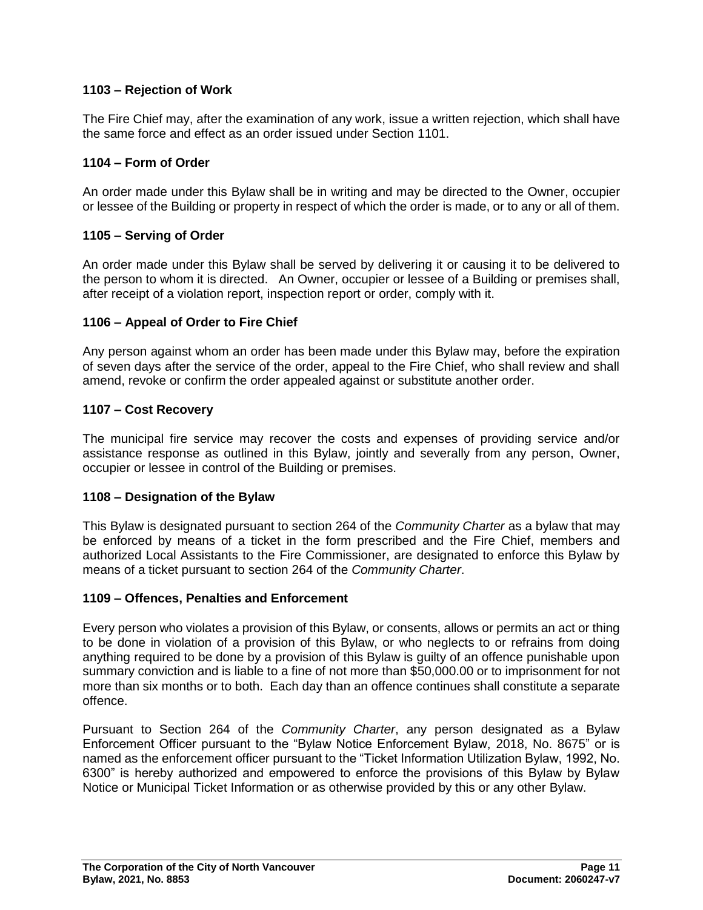### 1103 – Rejection of Work

The Fire Chief may, after the examination of any work, issue a written rejection, which shall have the same force and effect as an order issued under Section 1101.

### 1104 – Form of Order

An order made under this Bylaw shall be in writing and may be directed to the Owner, occupier or lessee of the Building or property in respect of which the order is made, or to any or all of them.

### 1105 – Serving of Order

An order made under this Bylaw shall be served by delivering it or causing it to be delivered to the person to whom it is directed. An Owner, occupier or lessee of a Building or premises shall, after receipt of a violation report, inspection report or order, comply with it.

### 1106 – Appeal of Order to Fire Chief

Any person against whom an order has been made under this Bylaw may, before the expiration of seven days after the service of the order, appeal to the Fire Chief, who shall review and shall amend, revoke or confirm the order appealed against or substitute another order.

### 1107 – Cost Recovery

The municipal fire service may recover the costs and expenses of providing service and/or assistance response as outlined in this Bylaw, jointly and severally from any person, Owner, occupier or lessee in control of the Building or premises.

### 1108 – Designation of the Bylaw

This Bylaw is designated pursuant to section 264 of the *Community Charter* as a bylaw that may be enforced by means of a ticket in the form prescribed and the Fire Chief, members and authorized Local Assistants to the Fire Commissioner, are designated to enforce this Bylaw by means of a ticket pursuant to section 264 of the *Community Charter*.

### 1109 – Offences, Penalties and Enforcement

Every person who violates a provision of this Bylaw, or consents, allows or permits an act or thing to be done in violation of a provision of this Bylaw, or who neglects to or refrains from doing anything required to be done by a provision of this Bylaw is guilty of an offence punishable upon summary conviction and is liable to a fine of not more than $50,000.00 or to imprisonment for not more than six months or to both. Each day than an offence continues shall constitute a separate offence.

Pursuant to Section 264 of the *Community Charter*, any person designated as a Bylaw Enforcement Officer pursuant to the "Bylaw Notice Enforcement Bylaw, 2018, No. 8675" or is named as the enforcement officer pursuant to the "Ticket Information Utilization Bylaw, 1992, No. 6300" is hereby authorized and empowered to enforce the provisions of this Bylaw by Bylaw Notice or Municipal Ticket Information or as otherwise provided by this or any other Bylaw.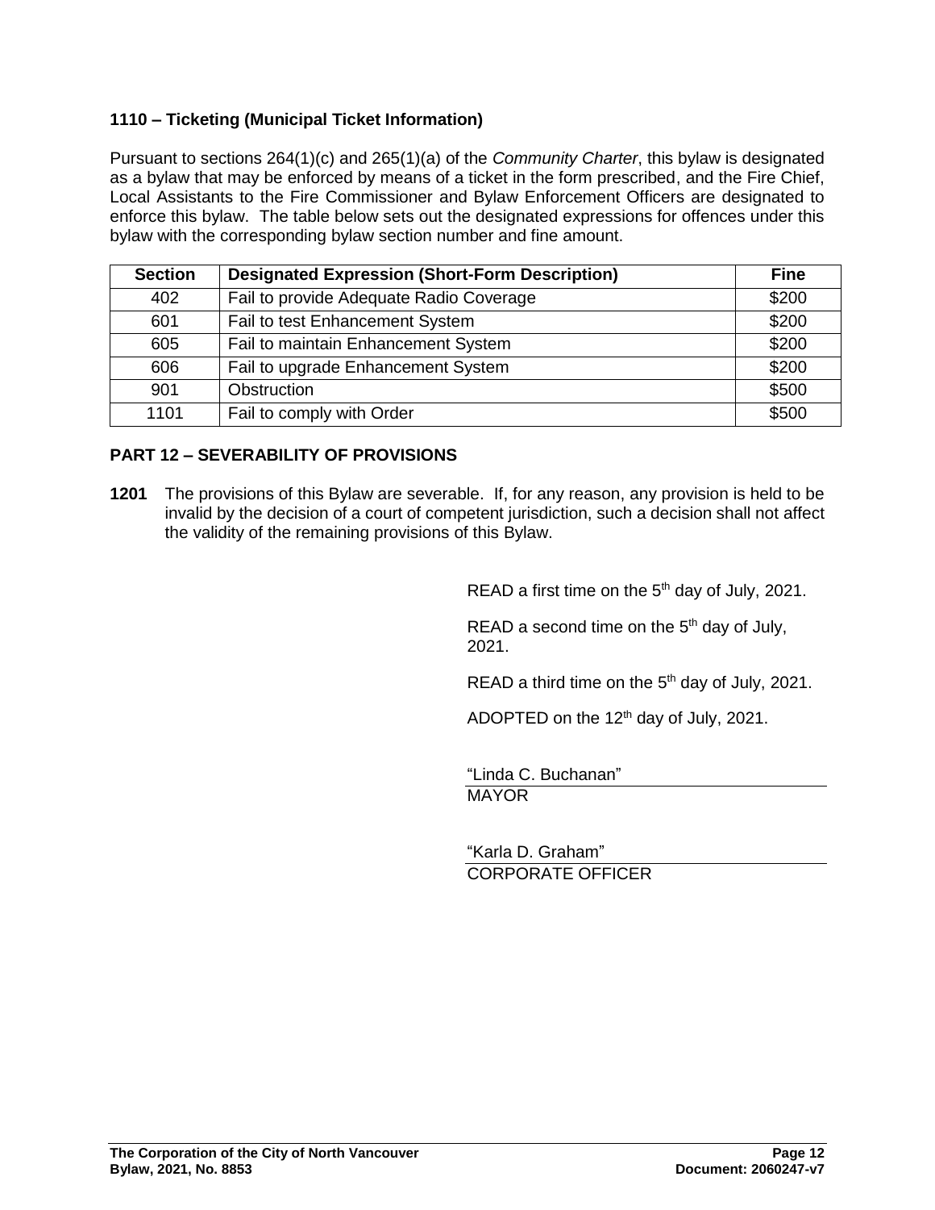### 1110 – Ticketing (Municipal Ticket Information)

Pursuant to sections 264(1)(c) and 265(1)(a) of the *Community Charter*, this bylaw is designated as a bylaw that may be enforced by means of a ticket in the form prescribed, and the Fire Chief, Local Assistants to the Fire Commissioner and Bylaw Enforcement Officers are designated to enforce this bylaw. The table below sets out the designated expressions for offences under this bylaw with the corresponding bylaw section number and fine amount.

| Section | Designated Expression (Short-Form Description) | Fine |
|---|---|---|
| 402 | Fail to provide Adequate Radio Coverage | \$200 |
| 601 | Fail to test Enhancement System | \$200 |
| 605 | Fail to maintain Enhancement System | \$200 |
| 606 | Fail to upgrade Enhancement System | \$200 |
| 901 | Obstruction | \$500 |
| 1101 | Fail to comply with Order | \$500 |

## PART 12 – SEVERABILITY OF PROVISIONS

**1201** The provisions of this Bylaw are severable. If, for any reason, any provision is held to be invalid by the decision of a court of competent jurisdiction, such a decision shall not affect the validity of the remaining provisions of this Bylaw.

READ a first time on the 5th day of July, 2021.

READ a second time on the 5th day of July, 2021.

READ a third time on the 5th day of July, 2021.

ADOPTED on the 12th day of July, 2021.

"Linda C. Buchanan"
MAYOR

"Karla D. Graham"
CORPORATE OFFICER